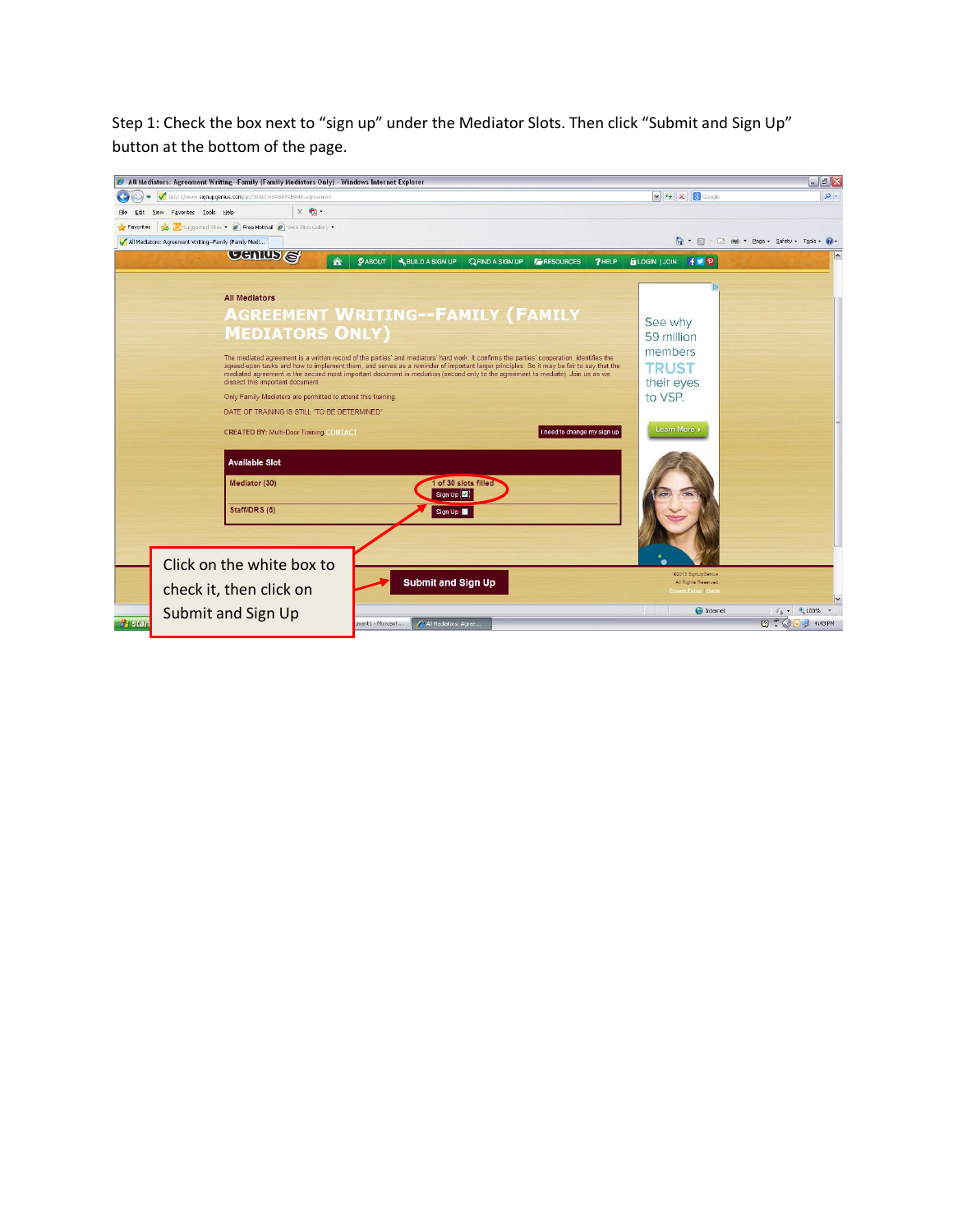Step 1: Check the box next to “sign up” under the Mediator Slots. Then click “Submit and Sign Up” button at the bottom of the page.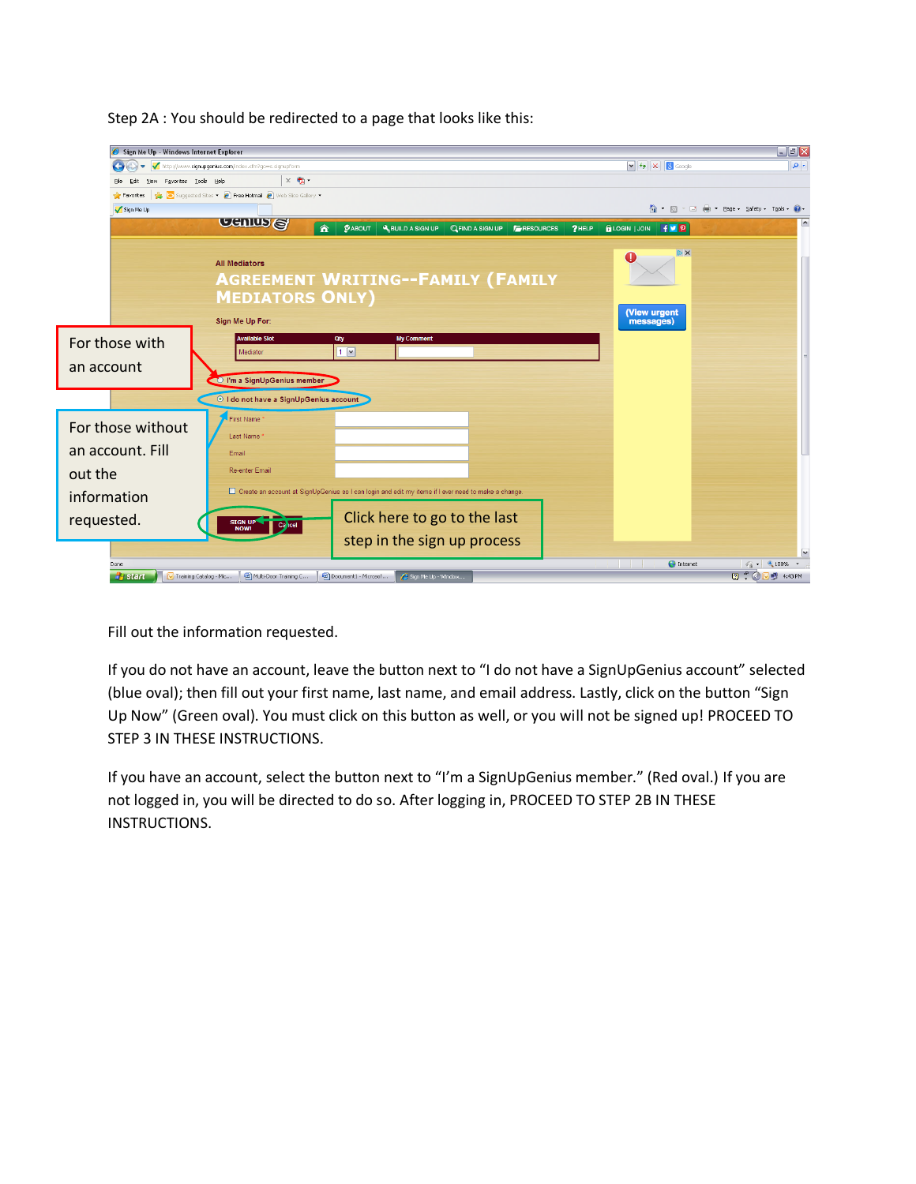Step 2A : You should be redirected to a page that looks like this:

Fill out the information requested.

If you do not have an account, leave the button next to "I do not have a SignUpGenius account" selected (blue oval); then fill out your first name, last name, and email address. Lastly, click on the button "Sign Up Now" (Green oval). You must click on this button as well, or you will not be signed up! PROCEED TO STEP 3 IN THESE INSTRUCTIONS.

If you have an account, select the button next to "I'm a SignUpGenius member." (Red oval.) If you are not logged in, you will be directed to do so. After logging in, PROCEED TO STEP 2B IN THESE INSTRUCTIONS.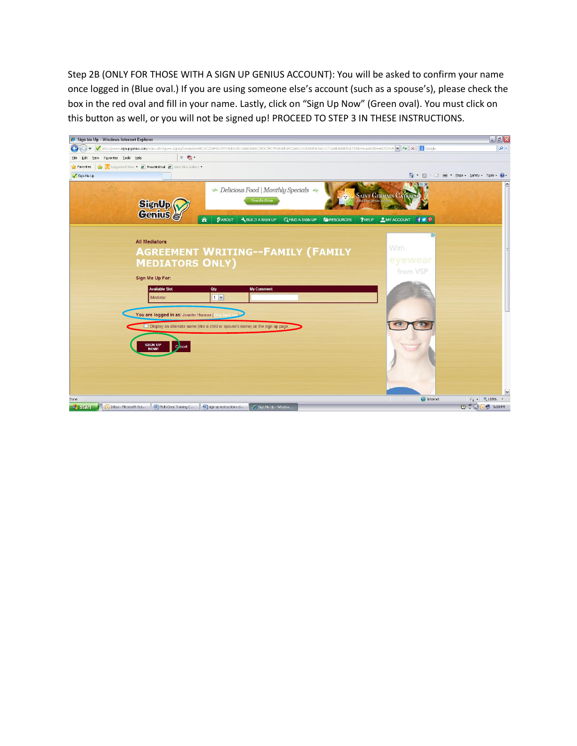Step 2B (ONLY FOR THOSE WITH A SIGN UP GENIUS ACCOUNT): You will be asked to confirm your name once logged in (Blue oval.) If you are using someone else's account (such as a spouse's), please check the box in the red oval and fill in your name. Lastly, click on "Sign Up Now" (Green oval). You must click on this button as well, or you will not be signed up! PROCEED TO STEP 3 IN THESE INSTRUCTIONS.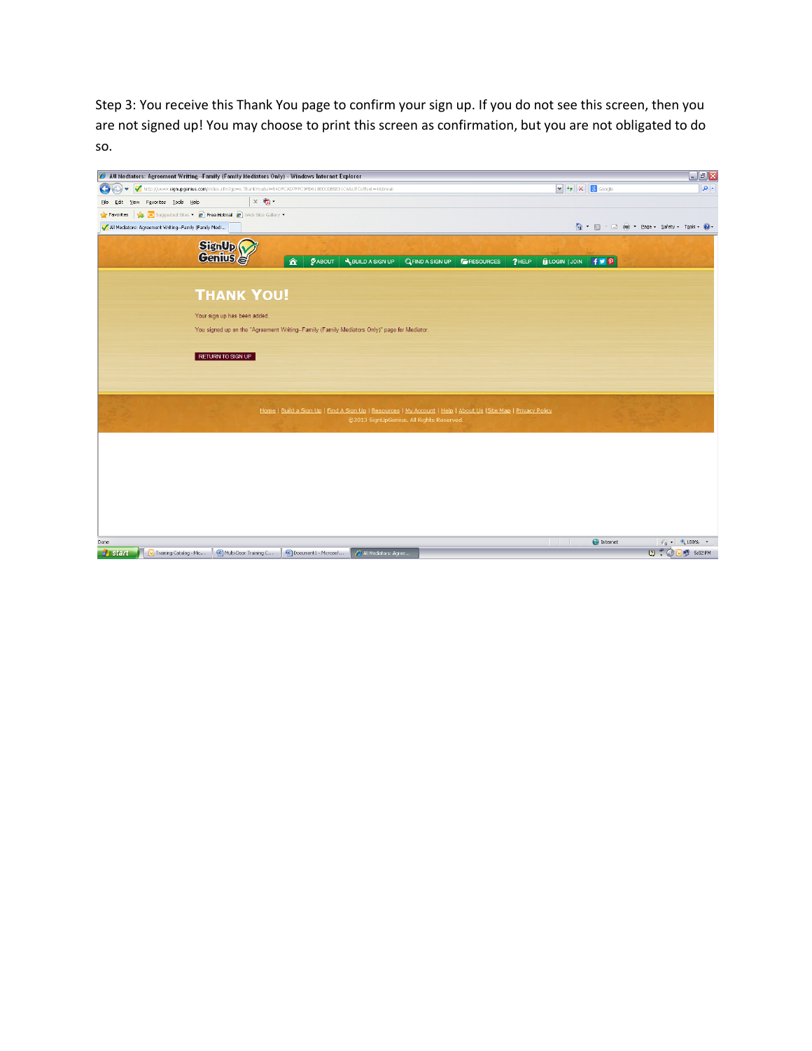Step 3: You receive this Thank You page to confirm your sign up. If you do not see this screen, then you are not signed up! You may choose to print this screen as confirmation, but you are not obligated to do so.